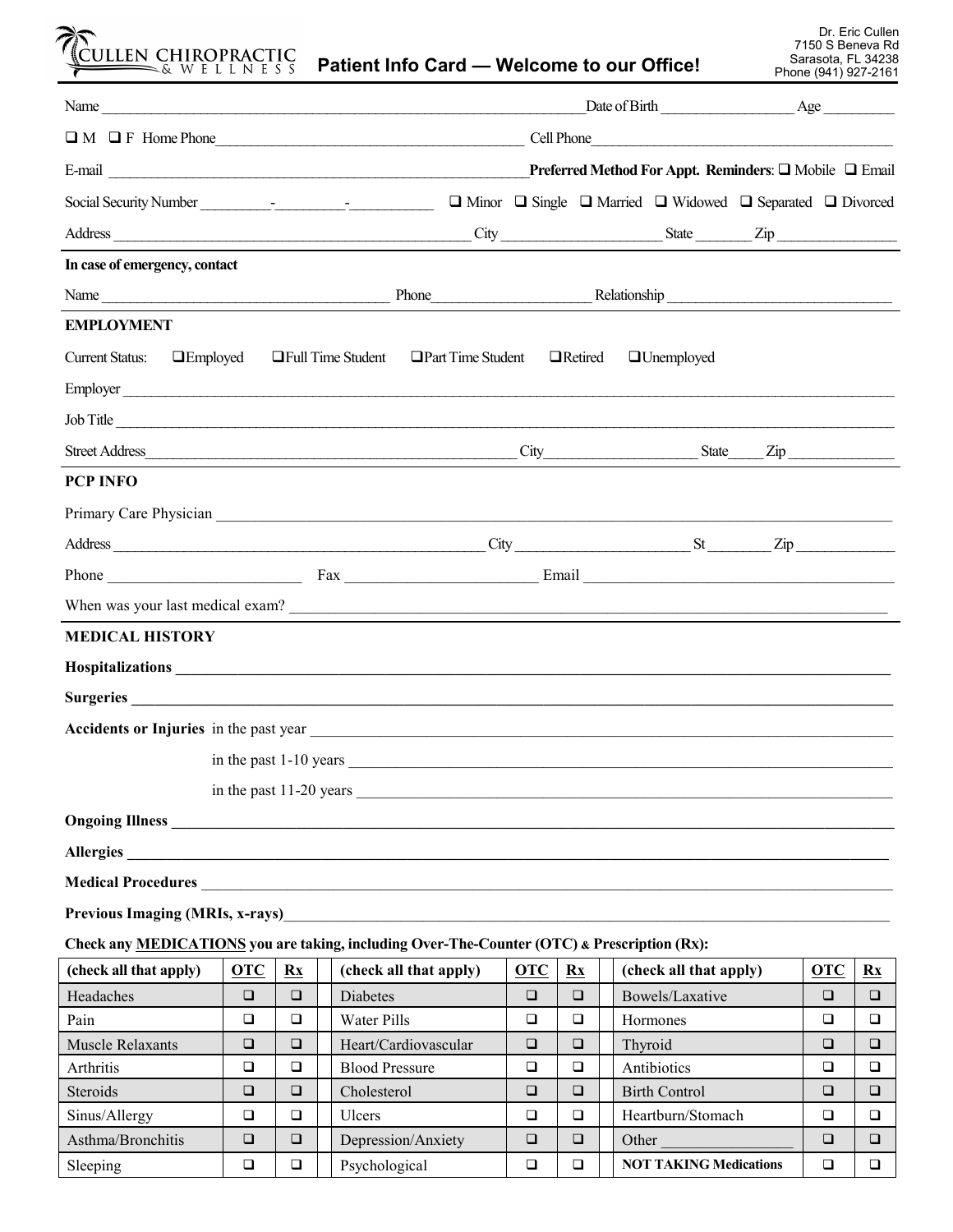CULLEN CHIROPRACTIC & WELLNESS

# Patient Info Card — Welcome to our Office!

Dr. Eric Cullen
7150 S Beneva Rd
Sarasota, FL 34238
Phone (941) 927-2161

Name ______________________ Date of Birth ______________ Age ________

❑ M ❑ F Home Phone ______________________ Cell Phone ______________________

E-mail ______________________ **Preferred Method For Appt. Reminders**: ❑ Mobile ❑ Email

Social Security Number ______-______-______ ❑ Minor ❑ Single ❑ Married ❑ Widowed ❑ Separated ❑ Divorced

Address ______________________ City ______________ State ______ Zip ______________

**In case of emergency, contact**

Name ______________________ Phone ______________ Relationship ______________________

## EMPLOYMENT

Current Status: ❑ Employed ❑ Full Time Student ❑ Part Time Student ❑ Retired ❑ Unemployed

Employer ______________________________________________

Job Title ______________________________________________

Street Address ______________________ City ______________ State ____ Zip ______________

## PCP INFO

Primary Care Physician ______________________________________________

Address ______________________ City ______________ St ______ Zip ______________

Phone ______________ Fax ______________ Email ______________________

When was your last medical exam? ______________________________________________

## MEDICAL HISTORY

**Hospitalizations** ______________________________________________

**Surgeries** ______________________________________________

**Accidents or Injuries** in the past year ______________________________________________

in the past 1-10 years ______________________________________________

in the past 11-20 years ______________________________________________

**Ongoing Illness** ______________________________________________

**Allergies** ______________________________________________

**Medical Procedures** ______________________________________________

**Previous Imaging (MRIs, x-rays)** ______________________________________________

**Check any MEDICATIONS you are taking, including Over-The-Counter (OTC) & Prescription (Rx):**

| (check all that apply) | OTC | Rx | (check all that apply) | OTC | Rx | (check all that apply) | OTC | Rx |
|---|---|---|---|---|---|---|---|---|
| Headaches | ❑ | ❑ | Diabetes | ❑ | ❑ | Bowels/Laxative | ❑ | ❑ |
| Pain | ❑ | ❑ | Water Pills | ❑ | ❑ | Hormones | ❑ | ❑ |
| Muscle Relaxants | ❑ | ❑ | Heart/Cardiovascular | ❑ | ❑ | Thyroid | ❑ | ❑ |
| Arthritis | ❑ | ❑ | Blood Pressure | ❑ | ❑ | Antibiotics | ❑ | ❑ |
| Steroids | ❑ | ❑ | Cholesterol | ❑ | ❑ | Birth Control | ❑ | ❑ |
| Sinus/Allergy | ❑ | ❑ | Ulcers | ❑ | ❑ | Heartburn/Stomach | ❑ | ❑ |
| Asthma/Bronchitis | ❑ | ❑ | Depression/Anxiety | ❑ | ❑ | Other ______________ | ❑ | ❑ |
| Sleeping | ❑ | ❑ | Psychological | ❑ | ❑ | **NOT TAKING Medications** | ❑ | ❑ |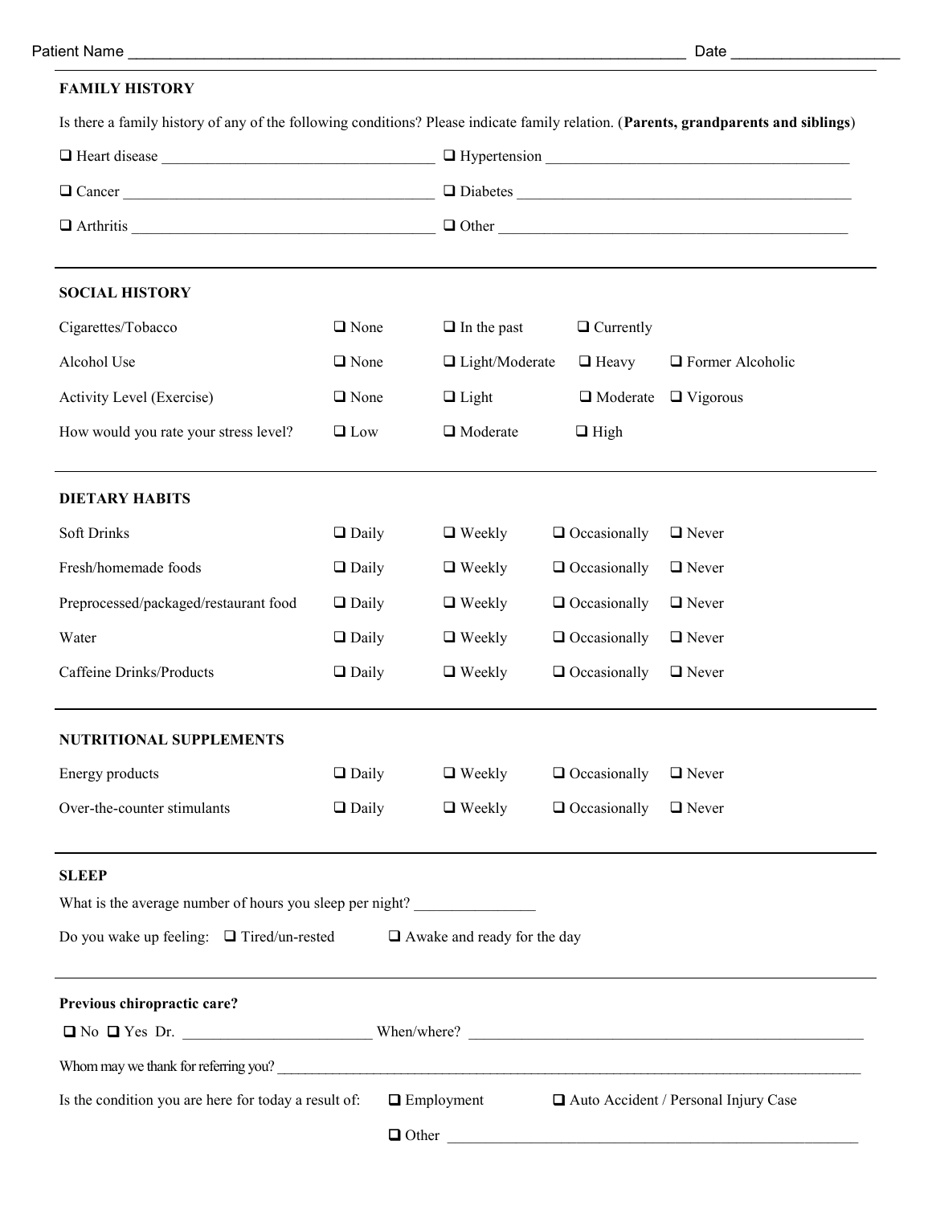Patient Name ______________________________ Date ____________

## FAMILY HISTORY

Is there a family history of any of the following conditions? Please indicate family relation. (**Parents, grandparents and siblings**)

❑ Heart disease ______________________ ❑ Hypertension ______________________

❑ Cancer ______________________ ❑ Diabetes ______________________

❑ Arthritis ______________________ ❑ Other ______________________

## SOCIAL HISTORY

| | | | | |
|---|---|---|---|---|
| Cigarettes/Tobacco | ❑ None | ❑ In the past | ❑ Currently | |
| Alcohol Use | ❑ None | ❑ Light/Moderate | ❑ Heavy | ❑ Former Alcoholic |
| Activity Level (Exercise) | ❑ None | ❑ Light | ❑ Moderate | ❑ Vigorous |
| How would you rate your stress level? | ❑ Low | ❑ Moderate | ❑ High | |

## DIETARY HABITS

| | | | | |
|---|---|---|---|---|
| Soft Drinks | ❑ Daily | ❑ Weekly | ❑ Occasionally | ❑ Never |
| Fresh/homemade foods | ❑ Daily | ❑ Weekly | ❑ Occasionally | ❑ Never |
| Preprocessed/packaged/restaurant food | ❑ Daily | ❑ Weekly | ❑ Occasionally | ❑ Never |
| Water | ❑ Daily | ❑ Weekly | ❑ Occasionally | ❑ Never |
| Caffeine Drinks/Products | ❑ Daily | ❑ Weekly | ❑ Occasionally | ❑ Never |

## NUTRITIONAL SUPPLEMENTS

| | | | | |
|---|---|---|---|---|
| Energy products | ❑ Daily | ❑ Weekly | ❑ Occasionally | ❑ Never |
| Over-the-counter stimulants | ❑ Daily | ❑ Weekly | ❑ Occasionally | ❑ Never |

## SLEEP

What is the average number of hours you sleep per night? ____________

Do you wake up feeling: ❑ Tired/un-rested ❑ Awake and ready for the day

**Previous chiropractic care?**

❑ No ❑ Yes Dr. ______________ When/where? ______________________

Whom may we thank for referring you? ______________________________

Is the condition you are here for today a result of: ❑ Employment ❑ Auto Accident / Personal Injury Case

❑ Other ______________________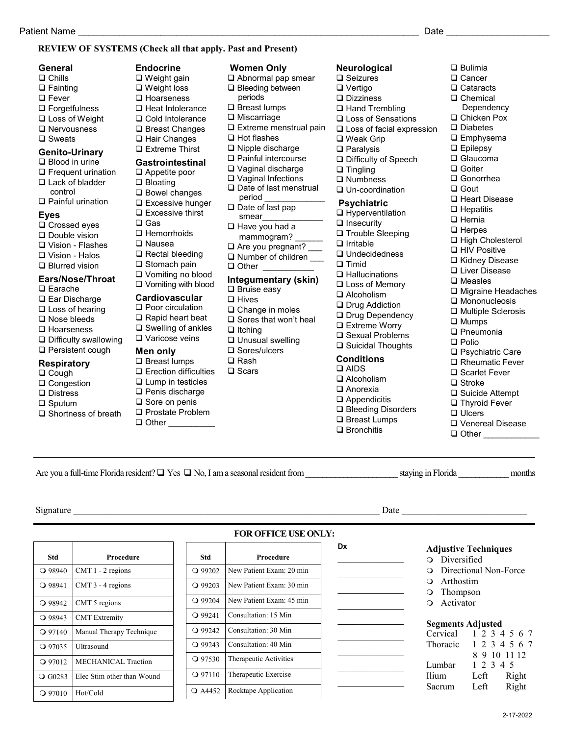Patient Name ____________________________________________________________________ Date ___________________

**REVIEW OF SYSTEMS (Check all that apply. Past and Present)**

### General
- ☐ Chills
- ☐ Fainting
- ☐ Fever
- ☐ Forgetfulness
- ☐ Loss of Weight
- ☐ Nervousness
- ☐ Sweats

### Genito-Urinary
- ☐ Blood in urine
- ☐ Frequent urination
- ☐ Lack of bladder control
- ☐ Painful urination

### Eyes
- ☐ Crossed eyes
- ☐ Double vision
- ☐ Vision - Flashes
- ☐ Vision - Halos
- ☐ Blurred vision

### Ears/Nose/Throat
- ☐ Earache
- ☐ Ear Discharge
- ☐ Loss of hearing
- ☐ Nose bleeds
- ☐ Hoarseness
- ☐ Difficulty swallowing
- ☐ Persistent cough

### Respiratory
- ☐ Cough
- ☐ Congestion
- ☐ Distress
- ☐ Sputum
- ☐ Shortness of breath

### Endocrine
- ☐ Weight gain
- ☐ Weight loss
- ☐ Hoarseness
- ☐ Heat Intolerance
- ☐ Cold Intolerance
- ☐ Breast Changes
- ☐ Hair Changes
- ☐ Extreme Thirst

### Gastrointestinal
- ☐ Appetite poor
- ☐ Bloating
- ☐ Bowel changes
- ☐ Excessive hunger
- ☐ Excessive thirst
- ☐ Gas
- ☐ Hemorrhoids
- ☐ Nausea
- ☐ Rectal bleeding
- ☐ Stomach pain
- ☐ Vomiting no blood
- ☐ Vomiting with blood

### Cardiovascular
- ☐ Poor circulation
- ☐ Rapid heart beat
- ☐ Swelling of ankles
- ☐ Varicose veins

### Men only
- ☐ Breast lumps
- ☐ Erection difficulties
- ☐ Lump in testicles
- ☐ Penis discharge
- ☐ Sore on penis
- ☐ Prostate Problem
- ☐ Other __________

### Women Only
- ☐ Abnormal pap smear
- ☐ Bleeding between periods
- ☐ Breast lumps
- ☐ Miscarriage
- ☐ Extreme menstrual pain
- ☐ Hot flashes
- ☐ Nipple discharge
- ☐ Painful intercourse
- ☐ Vaginal discharge
- ☐ Vaginal Infections
- ☐ Date of last menstrual period _____________
- ☐ Date of last pap smear_____________
- ☐ Have you had a mammogram? ______
- ☐ Are you pregnant? ___
- ☐ Number of children ___
- ☐ Other ___________

### Integumentary (skin)
- ☐ Bruise easy
- ☐ Hives
- ☐ Change in moles
- ☐ Sores that won't heal
- ☐ Itching
- ☐ Unusual swelling
- ☐ Sores/ulcers
- ☐ Rash
- ☐ Scars

### Neurological
- ☐ Seizures
- ☐ Vertigo
- ☐ Dizziness
- ☐ Hand Trembling
- ☐ Loss of Sensations
- ☐ Loss of facial expression
- ☐ Weak Grip
- ☐ Paralysis
- ☐ Difficulty of Speech
- ☐ Tingling
- ☐ Numbness
- ☐ Un-coordination

### Psychiatric
- ☐ Hyperventilation
- ☐ Insecurity
- ☐ Trouble Sleeping
- ☐ Irritable
- ☐ Undecidedness
- ☐ Timid
- ☐ Hallucinations
- ☐ Loss of Memory
- ☐ Alcoholism
- ☐ Drug Addiction
- ☐ Drug Dependency
- ☐ Extreme Worry
- ☐ Sexual Problems
- ☐ Suicidal Thoughts

### Conditions
- ☐ AIDS
- ☐ Alcoholism
- ☐ Anorexia
- ☐ Appendicitis
- ☐ Bleeding Disorders
- ☐ Breast Lumps
- ☐ Bronchitis
- ☐ Bulimia
- ☐ Cancer
- ☐ Cataracts
- ☐ Chemical Dependency
- ☐ Chicken Pox
- ☐ Diabetes
- ☐ Emphysema
- ☐ Epilepsy
- ☐ Glaucoma
- ☐ Goiter
- ☐ Gonorrhea
- ☐ Gout
- ☐ Heart Disease
- ☐ Hepatitis
- ☐ Hernia
- ☐ Herpes
- ☐ High Cholesterol
- ☐ HIV Positive
- ☐ Kidney Disease
- ☐ Liver Disease
- ☐ Measles
- ☐ Migraine Headaches
- ☐ Mononucleosis
- ☐ Multiple Sclerosis
- ☐ Mumps
- ☐ Pneumonia
- ☐ Polio
- ☐ Psychiatric Care
- ☐ Rheumatic Fever
- ☐ Scarlet Fever
- ☐ Stroke
- ☐ Suicide Attempt
- ☐ Thyroid Fever
- ☐ Ulcers
- ☐ Venereal Disease
- ☐ Other ____________

---

Are you a full-time Florida resident? ☐ Yes ☐ No, I am a seasonal resident from ____________________ staying in Florida ___________ months

Signature ______________________________________________________________________ Date ___________________________

**FOR OFFICE USE ONLY:**

| Std | Procedure |
|---|---|
| ❍ 98940 | CMT 1 - 2 regions |
| ❍ 98941 | CMT 3 - 4 regions |
| ❍ 98942 | CMT 5 regions |
| ❍ 98943 | CMT Extremity |
| ❍ 97140 | Manual Therapy Technique |
| ❍ 97035 | Ultrasound |
| ❍ 97012 | MECHANICAL Traction |
| ❍ G0283 | Elec Stim other than Wound |
| ❍ 97010 | Hot/Cold |

| Std | Procedure |
|---|---|
| ❍ 99202 | New Patient Exam: 20 min |
| ❍ 99203 | New Patient Exam: 30 min |
| ❍ 99204 | New Patient Exam: 45 min |
| ❍ 99241 | Consultation: 15 Min |
| ❍ 99242 | Consultation: 30 Min |
| ❍ 99243 | Consultation: 40 Min |
| ❍ 97530 | Therapeutic Activities |
| ❍ 97110 | Therapeutic Exercise |
| ❍ A4452 | Rocktape Application |

**Dx**

______________
______________
______________
______________
______________
______________
______________
______________
______________

**Adjustive Techniques**
- ❍ Diversified
- ❍ Directional Non-Force
- ❍ Arthostim
- ❍ Thompson
- ❍ Activator

**Segments Adjusted**

| | |
|---|---|
| Cervical | 1 2 3 4 5 6 7 |
| Thoracic | 1 2 3 4 5 6 7 8 9 10 11 12 |
| Lumbar | 1 2 3 4 5 |
| Ilium | Left Right |
| Sacrum | Left Right |

2-17-2022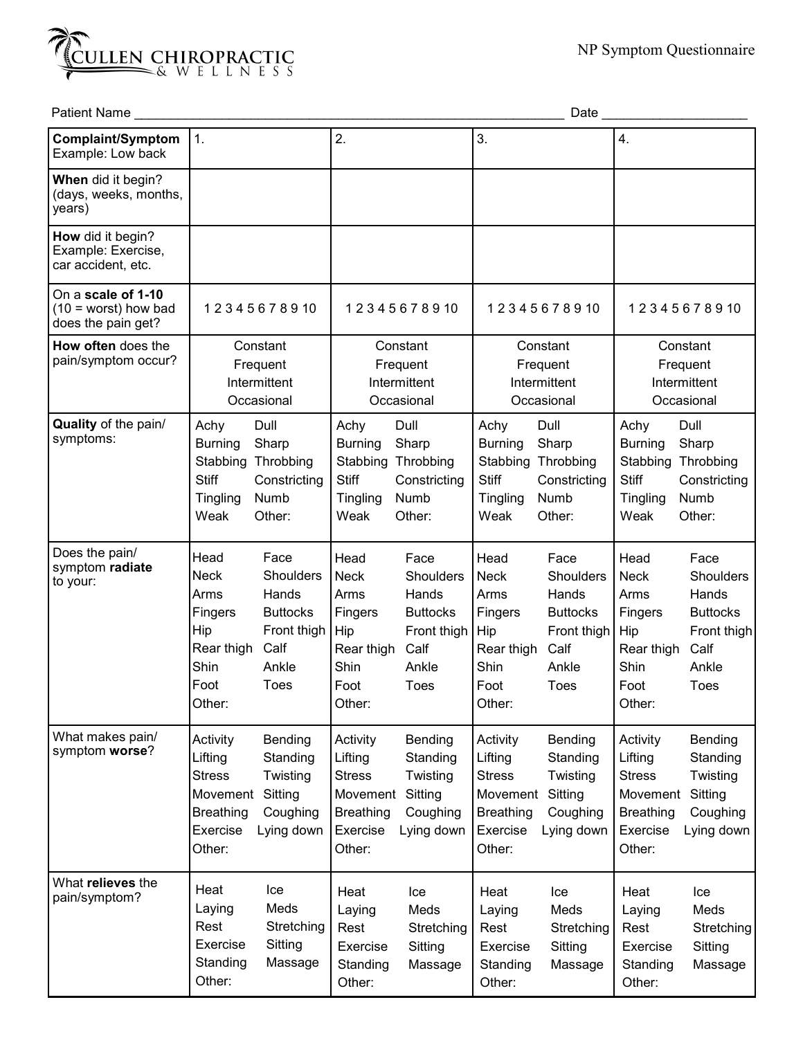**CULLEN CHIROPRACTIC & WELLNESS**

# NP Symptom Questionnaire

Patient Name ______________________________________________________________ Date ____________________

| **Complaint/Symptom** Example: Low back | 1. | 2. | 3. | 4. |
|---|---|---|---|---|
| **When** did it begin? (days, weeks, months, years) | | | | |
| **How** did it begin? Example: Exercise, car accident, etc. | | | | |
| On a **scale of 1-10** (10 = worst) how bad does the pain get? | 1 2 3 4 5 6 7 8 9 10 | 1 2 3 4 5 6 7 8 9 10 | 1 2 3 4 5 6 7 8 9 10 | 1 2 3 4 5 6 7 8 9 10 |
| **How often** does the pain/symptom occur? | Constant<br>Frequent<br>Intermittent<br>Occasional | Constant<br>Frequent<br>Intermittent<br>Occasional | Constant<br>Frequent<br>Intermittent<br>Occasional | Constant<br>Frequent<br>Intermittent<br>Occasional |
| **Quality** of the pain/ symptoms: | Achy Dull<br>Burning Sharp<br>Stabbing Throbbing<br>Stiff Constricting<br>Tingling Numb<br>Weak Other: | Achy Dull<br>Burning Sharp<br>Stabbing Throbbing<br>Stiff Constricting<br>Tingling Numb<br>Weak Other: | Achy Dull<br>Burning Sharp<br>Stabbing Throbbing<br>Stiff Constricting<br>Tingling Numb<br>Weak Other: | Achy Dull<br>Burning Sharp<br>Stabbing Throbbing<br>Stiff Constricting<br>Tingling Numb<br>Weak Other: |
| Does the pain/ symptom **radiate** to your: | Head Face<br>Neck Shoulders<br>Arms Hands<br>Fingers Buttocks<br>Hip Front thigh<br>Rear thigh Calf<br>Shin Ankle<br>Foot Toes<br>Other: | Head Face<br>Neck Shoulders<br>Arms Hands<br>Fingers Buttocks<br>Hip Front thigh<br>Rear thigh Calf<br>Shin Ankle<br>Foot Toes<br>Other: | Head Face<br>Neck Shoulders<br>Arms Hands<br>Fingers Buttocks<br>Hip Front thigh<br>Rear thigh Calf<br>Shin Ankle<br>Foot Toes<br>Other: | Head Face<br>Neck Shoulders<br>Arms Hands<br>Fingers Buttocks<br>Hip Front thigh<br>Rear thigh Calf<br>Shin Ankle<br>Foot Toes<br>Other: |
| What makes pain/ symptom **worse**? | Activity Bending<br>Lifting Standing<br>Stress Twisting<br>Movement Sitting<br>Breathing Coughing<br>Exercise Lying down<br>Other: | Activity Bending<br>Lifting Standing<br>Stress Twisting<br>Movement Sitting<br>Breathing Coughing<br>Exercise Lying down<br>Other: | Activity Bending<br>Lifting Standing<br>Stress Twisting<br>Movement Sitting<br>Breathing Coughing<br>Exercise Lying down<br>Other: | Activity Bending<br>Lifting Standing<br>Stress Twisting<br>Movement Sitting<br>Breathing Coughing<br>Exercise Lying down<br>Other: |
| What **relieves** the pain/symptom? | Heat Ice<br>Laying Meds<br>Rest Stretching<br>Exercise Sitting<br>Standing Massage<br>Other: | Heat Ice<br>Laying Meds<br>Rest Stretching<br>Exercise Sitting<br>Standing Massage<br>Other: | Heat Ice<br>Laying Meds<br>Rest Stretching<br>Exercise Sitting<br>Standing Massage<br>Other: | Heat Ice<br>Laying Meds<br>Rest Stretching<br>Exercise Sitting<br>Standing Massage<br>Other: |